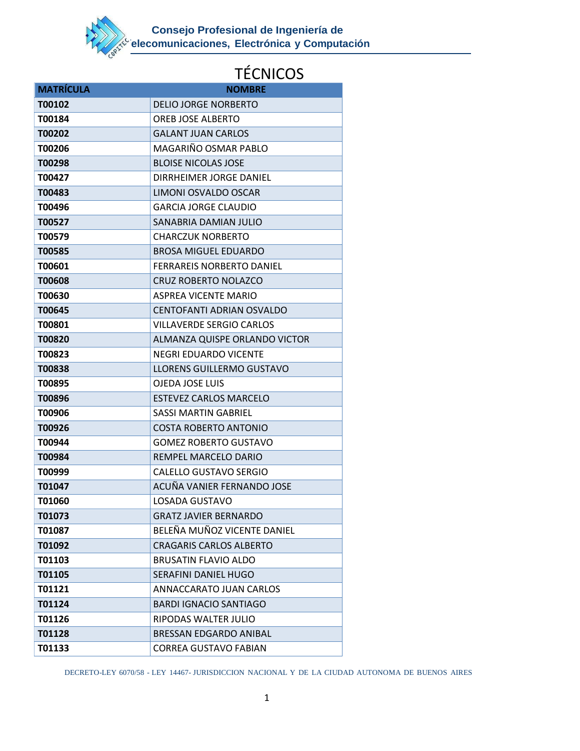**Consejo Profesional de Ingeniería de Telecomunicaciones, Electrónica y Computación**

# TÉCNICOS

| MATRÍCULA | NOMBRE |
|---|---|
| T00102 | DELIO JORGE NORBERTO |
| T00184 | OREB JOSE ALBERTO |
| T00202 | GALANT JUAN CARLOS |
| T00206 | MAGARIÑO OSMAR PABLO |
| T00298 | BLOISE NICOLAS JOSE |
| T00427 | DIRRHEIMER JORGE DANIEL |
| T00483 | LIMONI OSVALDO OSCAR |
| T00496 | GARCIA JORGE CLAUDIO |
| T00527 | SANABRIA DAMIAN JULIO |
| T00579 | CHARCZUK NORBERTO |
| T00585 | BROSA MIGUEL EDUARDO |
| T00601 | FERRAREIS NORBERTO DANIEL |
| T00608 | CRUZ ROBERTO NOLAZCO |
| T00630 | ASPREA VICENTE MARIO |
| T00645 | CENTOFANTI ADRIAN OSVALDO |
| T00801 | VILLAVERDE SERGIO CARLOS |
| T00820 | ALMANZA QUISPE ORLANDO VICTOR |
| T00823 | NEGRI EDUARDO VICENTE |
| T00838 | LLORENS GUILLERMO GUSTAVO |
| T00895 | OJEDA JOSE LUIS |
| T00896 | ESTEVEZ CARLOS MARCELO |
| T00906 | SASSI MARTIN GABRIEL |
| T00926 | COSTA ROBERTO ANTONIO |
| T00944 | GOMEZ ROBERTO GUSTAVO |
| T00984 | REMPEL MARCELO DARIO |
| T00999 | CALELLO GUSTAVO SERGIO |
| T01047 | ACUÑA VANIER FERNANDO JOSE |
| T01060 | LOSADA GUSTAVO |
| T01073 | GRATZ JAVIER BERNARDO |
| T01087 | BELEÑA MUÑOZ VICENTE DANIEL |
| T01092 | CRAGARIS CARLOS ALBERTO |
| T01103 | BRUSATIN FLAVIO ALDO |
| T01105 | SERAFINI DANIEL HUGO |
| T01121 | ANNACCARATO JUAN CARLOS |
| T01124 | BARDI IGNACIO SANTIAGO |
| T01126 | RIPODAS WALTER JULIO |
| T01128 | BRESSAN EDGARDO ANIBAL |
| T01133 | CORREA GUSTAVO FABIAN |

DECRETO-LEY 6070/58 - LEY 14467- JURISDICCION NACIONAL Y DE LA CIUDAD AUTONOMA DE BUENOS AIRES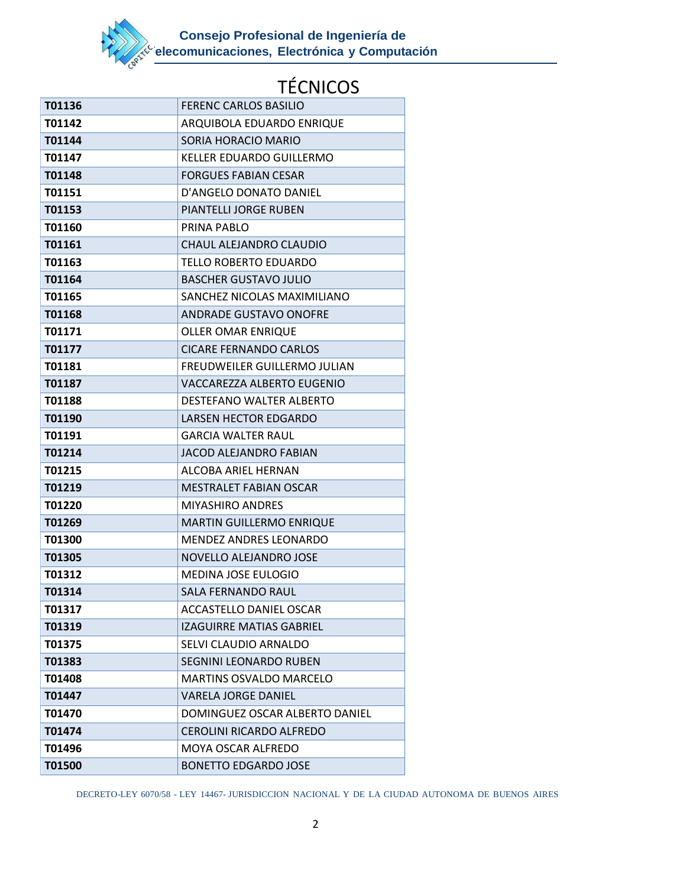# TÉCNICOS

| | |
|---|---|
| **T01136** | FERENC CARLOS BASILIO |
| **T01142** | ARQUIBOLA EDUARDO ENRIQUE |
| **T01144** | SORIA HORACIO MARIO |
| **T01147** | KELLER EDUARDO GUILLERMO |
| **T01148** | FORGUES FABIAN CESAR |
| **T01151** | D'ANGELO DONATO DANIEL |
| **T01153** | PIANTELLI JORGE RUBEN |
| **T01160** | PRINA PABLO |
| **T01161** | CHAUL ALEJANDRO CLAUDIO |
| **T01163** | TELLO ROBERTO EDUARDO |
| **T01164** | BASCHER GUSTAVO JULIO |
| **T01165** | SANCHEZ NICOLAS MAXIMILIANO |
| **T01168** | ANDRADE GUSTAVO ONOFRE |
| **T01171** | OLLER OMAR ENRIQUE |
| **T01177** | CICARE FERNANDO CARLOS |
| **T01181** | FREUDWEILER GUILLERMO JULIAN |
| **T01187** | VACCAREZZA ALBERTO EUGENIO |
| **T01188** | DESTEFANO WALTER ALBERTO |
| **T01190** | LARSEN HECTOR EDGARDO |
| **T01191** | GARCIA WALTER RAUL |
| **T01214** | JACOD ALEJANDRO FABIAN |
| **T01215** | ALCOBA ARIEL HERNAN |
| **T01219** | MESTRALET FABIAN OSCAR |
| **T01220** | MIYASHIRO ANDRES |
| **T01269** | MARTIN GUILLERMO ENRIQUE |
| **T01300** | MENDEZ ANDRES LEONARDO |
| **T01305** | NOVELLO ALEJANDRO JOSE |
| **T01312** | MEDINA JOSE EULOGIO |
| **T01314** | SALA FERNANDO RAUL |
| **T01317** | ACCASTELLO DANIEL OSCAR |
| **T01319** | IZAGUIRRE MATIAS GABRIEL |
| **T01375** | SELVI CLAUDIO ARNALDO |
| **T01383** | SEGNINI LEONARDO RUBEN |
| **T01408** | MARTINS OSVALDO MARCELO |
| **T01447** | VARELA JORGE DANIEL |
| **T01470** | DOMINGUEZ OSCAR ALBERTO DANIEL |
| **T01474** | CEROLINI RICARDO ALFREDO |
| **T01496** | MOYA OSCAR ALFREDO |
| **T01500** | BONETTO EDGARDO JOSE |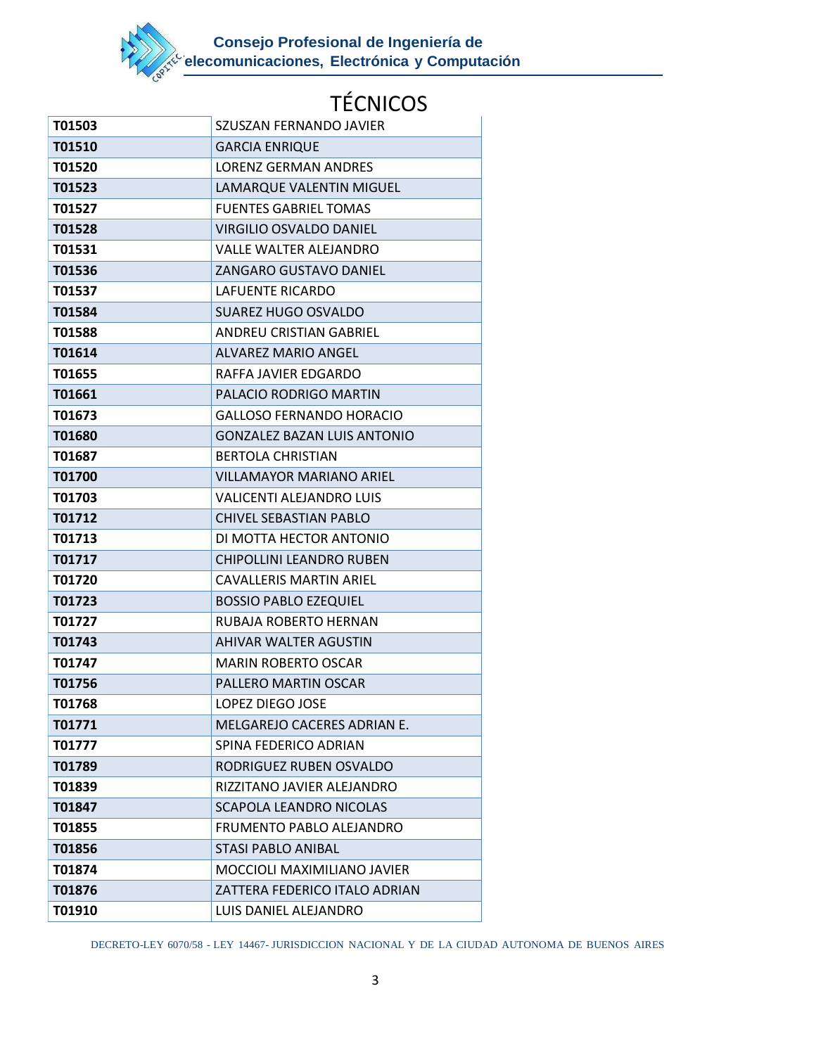# TÉCNICOS

| | |
|---|---|
| **T01503** | SZUSZAN FERNANDO JAVIER |
| **T01510** | GARCIA ENRIQUE |
| **T01520** | LORENZ GERMAN ANDRES |
| **T01523** | LAMARQUE VALENTIN MIGUEL |
| **T01527** | FUENTES GABRIEL TOMAS |
| **T01528** | VIRGILIO OSVALDO DANIEL |
| **T01531** | VALLE WALTER ALEJANDRO |
| **T01536** | ZANGARO GUSTAVO DANIEL |
| **T01537** | LAFUENTE RICARDO |
| **T01584** | SUAREZ HUGO OSVALDO |
| **T01588** | ANDREU CRISTIAN GABRIEL |
| **T01614** | ALVAREZ MARIO ANGEL |
| **T01655** | RAFFA JAVIER EDGARDO |
| **T01661** | PALACIO RODRIGO MARTIN |
| **T01673** | GALLOSO FERNANDO HORACIO |
| **T01680** | GONZALEZ BAZAN LUIS ANTONIO |
| **T01687** | BERTOLA CHRISTIAN |
| **T01700** | VILLAMAYOR MARIANO ARIEL |
| **T01703** | VALICENTI ALEJANDRO LUIS |
| **T01712** | CHIVEL SEBASTIAN PABLO |
| **T01713** | DI MOTTA HECTOR ANTONIO |
| **T01717** | CHIPOLLINI LEANDRO RUBEN |
| **T01720** | CAVALLERIS MARTIN ARIEL |
| **T01723** | BOSSIO PABLO EZEQUIEL |
| **T01727** | RUBAJA ROBERTO HERNAN |
| **T01743** | AHIVAR WALTER AGUSTIN |
| **T01747** | MARIN ROBERTO OSCAR |
| **T01756** | PALLERO MARTIN OSCAR |
| **T01768** | LOPEZ DIEGO JOSE |
| **T01771** | MELGAREJO CACERES ADRIAN E. |
| **T01777** | SPINA FEDERICO ADRIAN |
| **T01789** | RODRIGUEZ RUBEN OSVALDO |
| **T01839** | RIZZITANO JAVIER ALEJANDRO |
| **T01847** | SCAPOLA LEANDRO NICOLAS |
| **T01855** | FRUMENTO PABLO ALEJANDRO |
| **T01856** | STASI PABLO ANIBAL |
| **T01874** | MOCCIOLI MAXIMILIANO JAVIER |
| **T01876** | ZATTERA FEDERICO ITALO ADRIAN |
| **T01910** | LUIS DANIEL ALEJANDRO |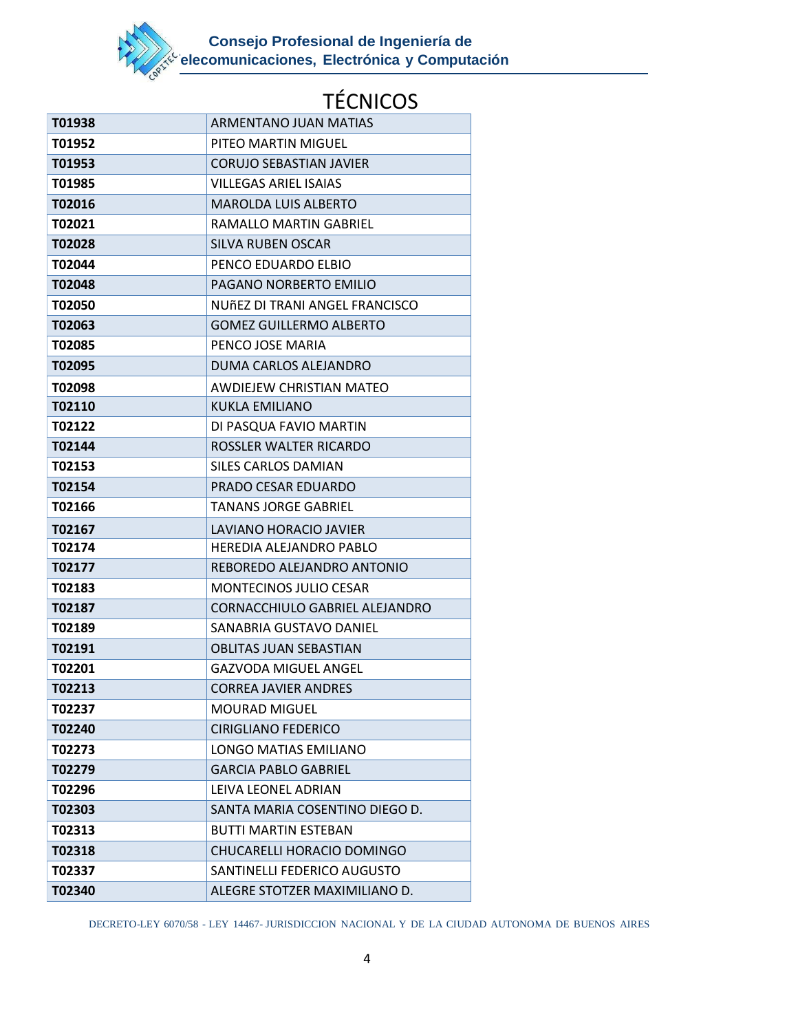# TÉCNICOS

| | |
|---|---|
| T01938 | ARMENTANO JUAN MATIAS |
| T01952 | PITEO MARTIN MIGUEL |
| T01953 | CORUJO SEBASTIAN JAVIER |
| T01985 | VILLEGAS ARIEL ISAIAS |
| T02016 | MAROLDA LUIS ALBERTO |
| T02021 | RAMALLO MARTIN GABRIEL |
| T02028 | SILVA RUBEN OSCAR |
| T02044 | PENCO EDUARDO ELBIO |
| T02048 | PAGANO NORBERTO EMILIO |
| T02050 | NUñEZ DI TRANI ANGEL FRANCISCO |
| T02063 | GOMEZ GUILLERMO ALBERTO |
| T02085 | PENCO JOSE MARIA |
| T02095 | DUMA CARLOS ALEJANDRO |
| T02098 | AWDIEJEW CHRISTIAN MATEO |
| T02110 | KUKLA EMILIANO |
| T02122 | DI PASQUA FAVIO MARTIN |
| T02144 | ROSSLER WALTER RICARDO |
| T02153 | SILES CARLOS DAMIAN |
| T02154 | PRADO CESAR EDUARDO |
| T02166 | TANANS JORGE GABRIEL |
| T02167 | LAVIANO HORACIO JAVIER |
| T02174 | HEREDIA ALEJANDRO PABLO |
| T02177 | REBOREDO ALEJANDRO ANTONIO |
| T02183 | MONTECINOS JULIO CESAR |
| T02187 | CORNACCHIULO GABRIEL ALEJANDRO |
| T02189 | SANABRIA GUSTAVO DANIEL |
| T02191 | OBLITAS JUAN SEBASTIAN |
| T02201 | GAZVODA MIGUEL ANGEL |
| T02213 | CORREA JAVIER ANDRES |
| T02237 | MOURAD MIGUEL |
| T02240 | CIRIGLIANO FEDERICO |
| T02273 | LONGO MATIAS EMILIANO |
| T02279 | GARCIA PABLO GABRIEL |
| T02296 | LEIVA LEONEL ADRIAN |
| T02303 | SANTA MARIA COSENTINO DIEGO D. |
| T02313 | BUTTI MARTIN ESTEBAN |
| T02318 | CHUCARELLI HORACIO DOMINGO |
| T02337 | SANTINELLI FEDERICO AUGUSTO |
| T02340 | ALEGRE STOTZER MAXIMILIANO D. |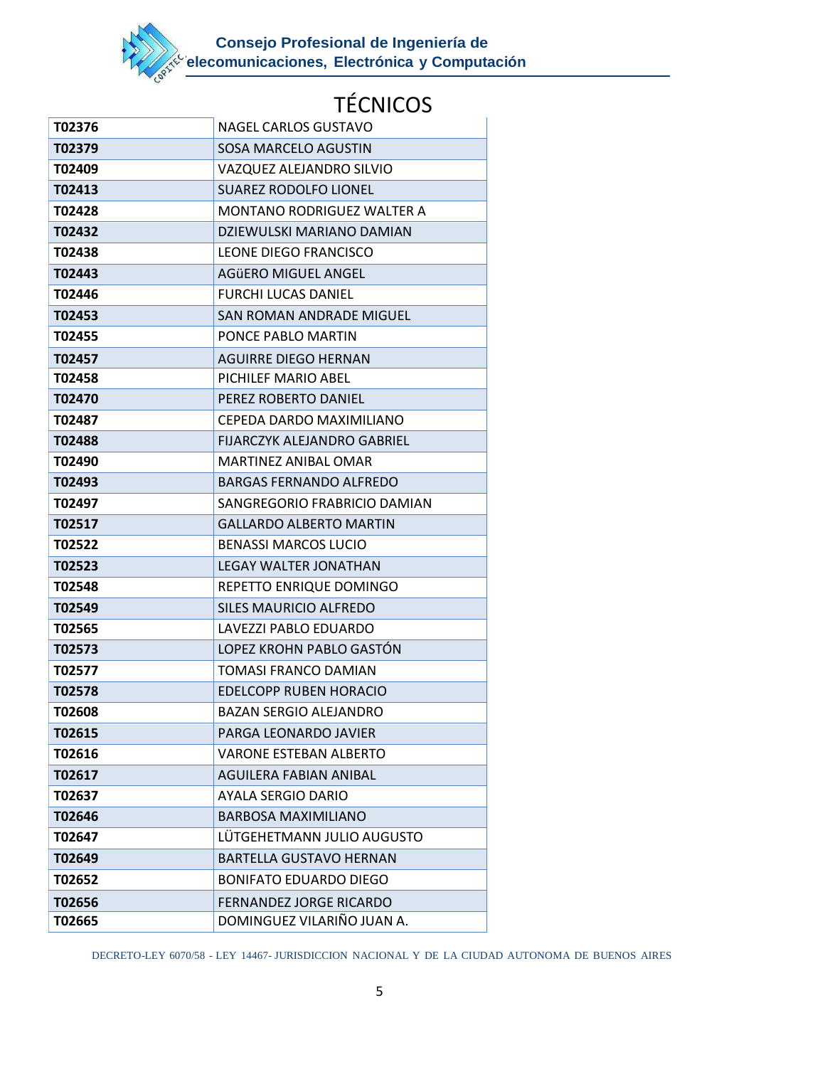# TÉCNICOS

| | |
|---|---|
| **T02376** | NAGEL CARLOS GUSTAVO |
| **T02379** | SOSA MARCELO AGUSTIN |
| **T02409** | VAZQUEZ ALEJANDRO SILVIO |
| **T02413** | SUAREZ RODOLFO LIONEL |
| **T02428** | MONTANO RODRIGUEZ WALTER A |
| **T02432** | DZIEWULSKI MARIANO DAMIAN |
| **T02438** | LEONE DIEGO FRANCISCO |
| **T02443** | AGüERO MIGUEL ANGEL |
| **T02446** | FURCHI LUCAS DANIEL |
| **T02453** | SAN ROMAN ANDRADE MIGUEL |
| **T02455** | PONCE PABLO MARTIN |
| **T02457** | AGUIRRE DIEGO HERNAN |
| **T02458** | PICHILEF MARIO ABEL |
| **T02470** | PEREZ ROBERTO DANIEL |
| **T02487** | CEPEDA DARDO MAXIMILIANO |
| **T02488** | FIJARCZYK ALEJANDRO GABRIEL |
| **T02490** | MARTINEZ ANIBAL OMAR |
| **T02493** | BARGAS FERNANDO ALFREDO |
| **T02497** | SANGREGORIO FRABRICIO DAMIAN |
| **T02517** | GALLARDO ALBERTO MARTIN |
| **T02522** | BENASSI MARCOS LUCIO |
| **T02523** | LEGAY WALTER JONATHAN |
| **T02548** | REPETTO ENRIQUE DOMINGO |
| **T02549** | SILES MAURICIO ALFREDO |
| **T02565** | LAVEZZI PABLO EDUARDO |
| **T02573** | LOPEZ KROHN PABLO GASTÓN |
| **T02577** | TOMASI FRANCO DAMIAN |
| **T02578** | EDELCOPP RUBEN HORACIO |
| **T02608** | BAZAN SERGIO ALEJANDRO |
| **T02615** | PARGA LEONARDO JAVIER |
| **T02616** | VARONE ESTEBAN ALBERTO |
| **T02617** | AGUILERA FABIAN ANIBAL |
| **T02637** | AYALA SERGIO DARIO |
| **T02646** | BARBOSA MAXIMILIANO |
| **T02647** | LÜTGEHETMANN JULIO AUGUSTO |
| **T02649** | BARTELLA GUSTAVO HERNAN |
| **T02652** | BONIFATO EDUARDO DIEGO |
| **T02656** | FERNANDEZ JORGE RICARDO |
| **T02665** | DOMINGUEZ VILARIÑO JUAN A. |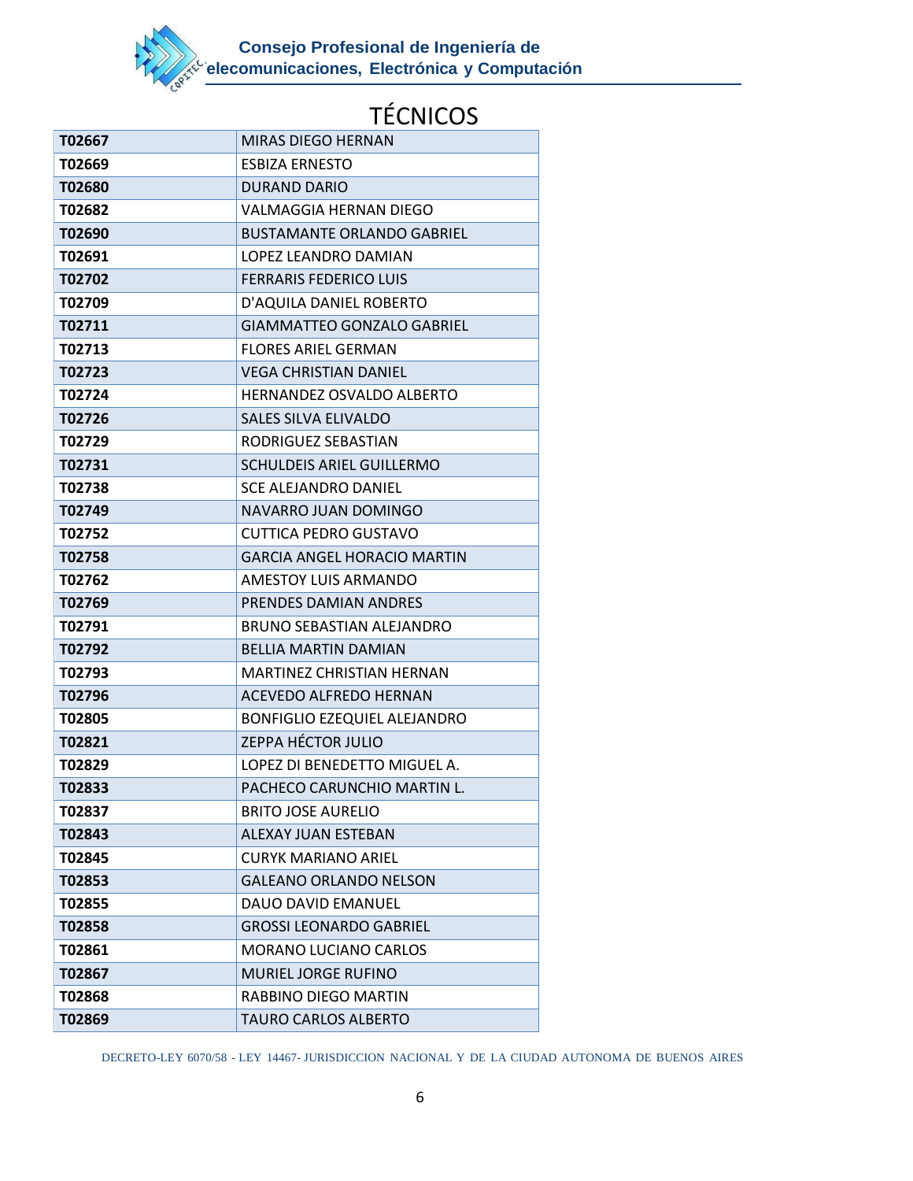# TÉCNICOS

| | |
|---|---|
| **T02667** | MIRAS DIEGO HERNAN |
| **T02669** | ESBIZA ERNESTO |
| **T02680** | DURAND DARIO |
| **T02682** | VALMAGGIA HERNAN DIEGO |
| **T02690** | BUSTAMANTE ORLANDO GABRIEL |
| **T02691** | LOPEZ LEANDRO DAMIAN |
| **T02702** | FERRARIS FEDERICO LUIS |
| **T02709** | D'AQUILA DANIEL ROBERTO |
| **T02711** | GIAMMATTEO GONZALO GABRIEL |
| **T02713** | FLORES ARIEL GERMAN |
| **T02723** | VEGA CHRISTIAN DANIEL |
| **T02724** | HERNANDEZ OSVALDO ALBERTO |
| **T02726** | SALES SILVA ELIVALDO |
| **T02729** | RODRIGUEZ SEBASTIAN |
| **T02731** | SCHULDEIS ARIEL GUILLERMO |
| **T02738** | SCE ALEJANDRO DANIEL |
| **T02749** | NAVARRO JUAN DOMINGO |
| **T02752** | CUTTICA PEDRO GUSTAVO |
| **T02758** | GARCIA ANGEL HORACIO MARTIN |
| **T02762** | AMESTOY LUIS ARMANDO |
| **T02769** | PRENDES DAMIAN ANDRES |
| **T02791** | BRUNO SEBASTIAN ALEJANDRO |
| **T02792** | BELLIA MARTIN DAMIAN |
| **T02793** | MARTINEZ CHRISTIAN HERNAN |
| **T02796** | ACEVEDO ALFREDO HERNAN |
| **T02805** | BONFIGLIO EZEQUIEL ALEJANDRO |
| **T02821** | ZEPPA HÉCTOR JULIO |
| **T02829** | LOPEZ DI BENEDETTO MIGUEL A. |
| **T02833** | PACHECO CARUNCHIO MARTIN L. |
| **T02837** | BRITO JOSE AURELIO |
| **T02843** | ALEXAY JUAN ESTEBAN |
| **T02845** | CURYK MARIANO ARIEL |
| **T02853** | GALEANO ORLANDO NELSON |
| **T02855** | DAUO DAVID EMANUEL |
| **T02858** | GROSSI LEONARDO GABRIEL |
| **T02861** | MORANO LUCIANO CARLOS |
| **T02867** | MURIEL JORGE RUFINO |
| **T02868** | RABBINO DIEGO MARTIN |
| **T02869** | TAURO CARLOS ALBERTO |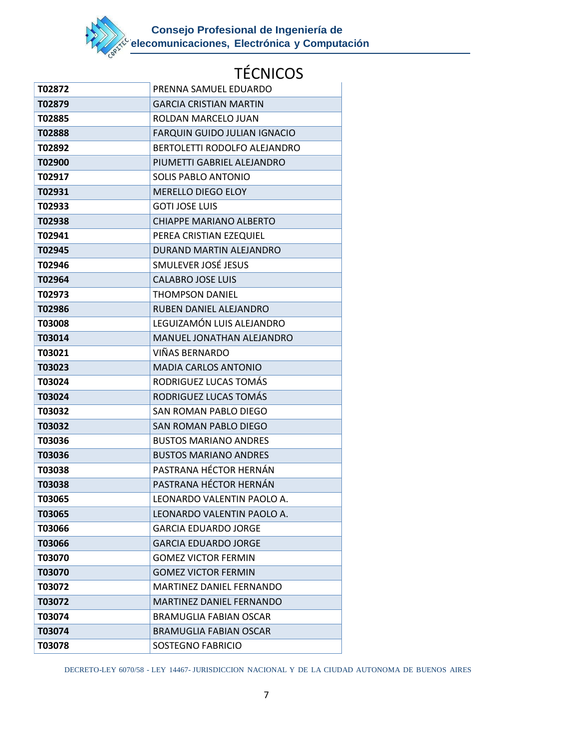Consejo Profesional de Ingeniería de Telecomunicaciones, Electrónica y Computación

# TÉCNICOS

| | |
|---|---|
| T02872 | PRENNA SAMUEL EDUARDO |
| T02879 | GARCIA CRISTIAN MARTIN |
| T02885 | ROLDAN MARCELO JUAN |
| T02888 | FARQUIN GUIDO JULIAN IGNACIO |
| T02892 | BERTOLETTI RODOLFO ALEJANDRO |
| T02900 | PIUMETTI GABRIEL ALEJANDRO |
| T02917 | SOLIS PABLO ANTONIO |
| T02931 | MERELLO DIEGO ELOY |
| T02933 | GOTI JOSE LUIS |
| T02938 | CHIAPPE MARIANO ALBERTO |
| T02941 | PEREA CRISTIAN EZEQUIEL |
| T02945 | DURAND MARTIN ALEJANDRO |
| T02946 | SMULEVER JOSÉ JESUS |
| T02964 | CALABRO JOSE LUIS |
| T02973 | THOMPSON DANIEL |
| T02986 | RUBEN DANIEL ALEJANDRO |
| T03008 | LEGUIZAMÓN LUIS ALEJANDRO |
| T03014 | MANUEL JONATHAN ALEJANDRO |
| T03021 | VIÑAS BERNARDO |
| T03023 | MADIA CARLOS ANTONIO |
| T03024 | RODRIGUEZ LUCAS TOMÁS |
| T03024 | RODRIGUEZ LUCAS TOMÁS |
| T03032 | SAN ROMAN PABLO DIEGO |
| T03032 | SAN ROMAN PABLO DIEGO |
| T03036 | BUSTOS MARIANO ANDRES |
| T03036 | BUSTOS MARIANO ANDRES |
| T03038 | PASTRANA HÉCTOR HERNÁN |
| T03038 | PASTRANA HÉCTOR HERNÁN |
| T03065 | LEONARDO VALENTIN PAOLO A. |
| T03065 | LEONARDO VALENTIN PAOLO A. |
| T03066 | GARCIA EDUARDO JORGE |
| T03066 | GARCIA EDUARDO JORGE |
| T03070 | GOMEZ VICTOR FERMIN |
| T03070 | GOMEZ VICTOR FERMIN |
| T03072 | MARTINEZ DANIEL FERNANDO |
| T03072 | MARTINEZ DANIEL FERNANDO |
| T03074 | BRAMUGLIA FABIAN OSCAR |
| T03074 | BRAMUGLIA FABIAN OSCAR |
| T03078 | SOSTEGNO FABRICIO |

DECRETO-LEY 6070/58 - LEY 14467- JURISDICCION NACIONAL Y DE LA CIUDAD AUTONOMA DE BUENOS AIRES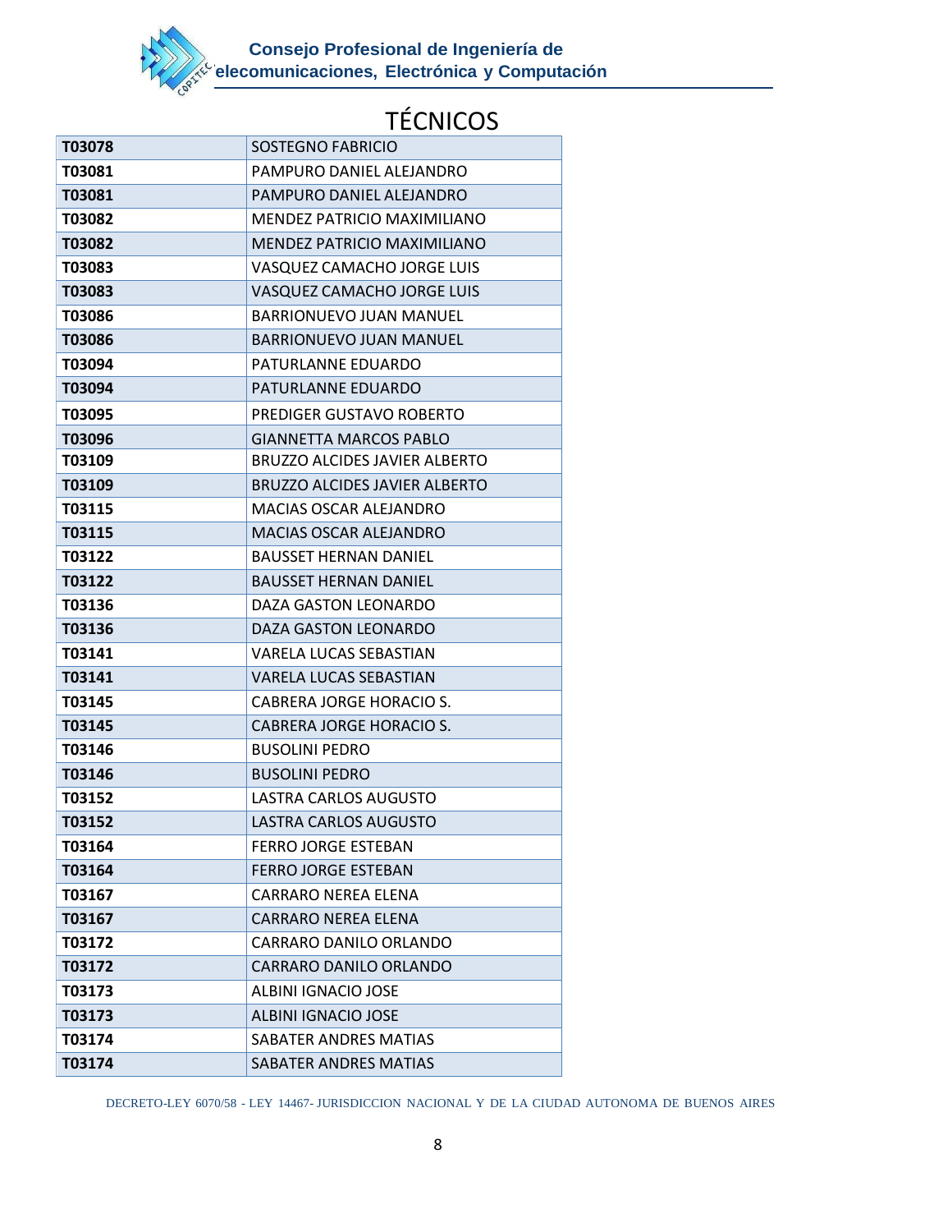# TÉCNICOS

| T03078 | SOSTEGNO FABRICIO |
|---|---|
| T03081 | PAMPURO DANIEL ALEJANDRO |
| T03081 | PAMPURO DANIEL ALEJANDRO |
| T03082 | MENDEZ PATRICIO MAXIMILIANO |
| T03082 | MENDEZ PATRICIO MAXIMILIANO |
| T03083 | VASQUEZ CAMACHO JORGE LUIS |
| T03083 | VASQUEZ CAMACHO JORGE LUIS |
| T03086 | BARRIONUEVO JUAN MANUEL |
| T03086 | BARRIONUEVO JUAN MANUEL |
| T03094 | PATURLANNE EDUARDO |
| T03094 | PATURLANNE EDUARDO |
| T03095 | PREDIGER GUSTAVO ROBERTO |
| T03096 | GIANNETTA MARCOS PABLO |
| T03109 | BRUZZO ALCIDES JAVIER ALBERTO |
| T03109 | BRUZZO ALCIDES JAVIER ALBERTO |
| T03115 | MACIAS OSCAR ALEJANDRO |
| T03115 | MACIAS OSCAR ALEJANDRO |
| T03122 | BAUSSET HERNAN DANIEL |
| T03122 | BAUSSET HERNAN DANIEL |
| T03136 | DAZA GASTON LEONARDO |
| T03136 | DAZA GASTON LEONARDO |
| T03141 | VARELA LUCAS SEBASTIAN |
| T03141 | VARELA LUCAS SEBASTIAN |
| T03145 | CABRERA JORGE HORACIO S. |
| T03145 | CABRERA JORGE HORACIO S. |
| T03146 | BUSOLINI PEDRO |
| T03146 | BUSOLINI PEDRO |
| T03152 | LASTRA CARLOS AUGUSTO |
| T03152 | LASTRA CARLOS AUGUSTO |
| T03164 | FERRO JORGE ESTEBAN |
| T03164 | FERRO JORGE ESTEBAN |
| T03167 | CARRARO NEREA ELENA |
| T03167 | CARRARO NEREA ELENA |
| T03172 | CARRARO DANILO ORLANDO |
| T03172 | CARRARO DANILO ORLANDO |
| T03173 | ALBINI IGNACIO JOSE |
| T03173 | ALBINI IGNACIO JOSE |
| T03174 | SABATER ANDRES MATIAS |
| T03174 | SABATER ANDRES MATIAS |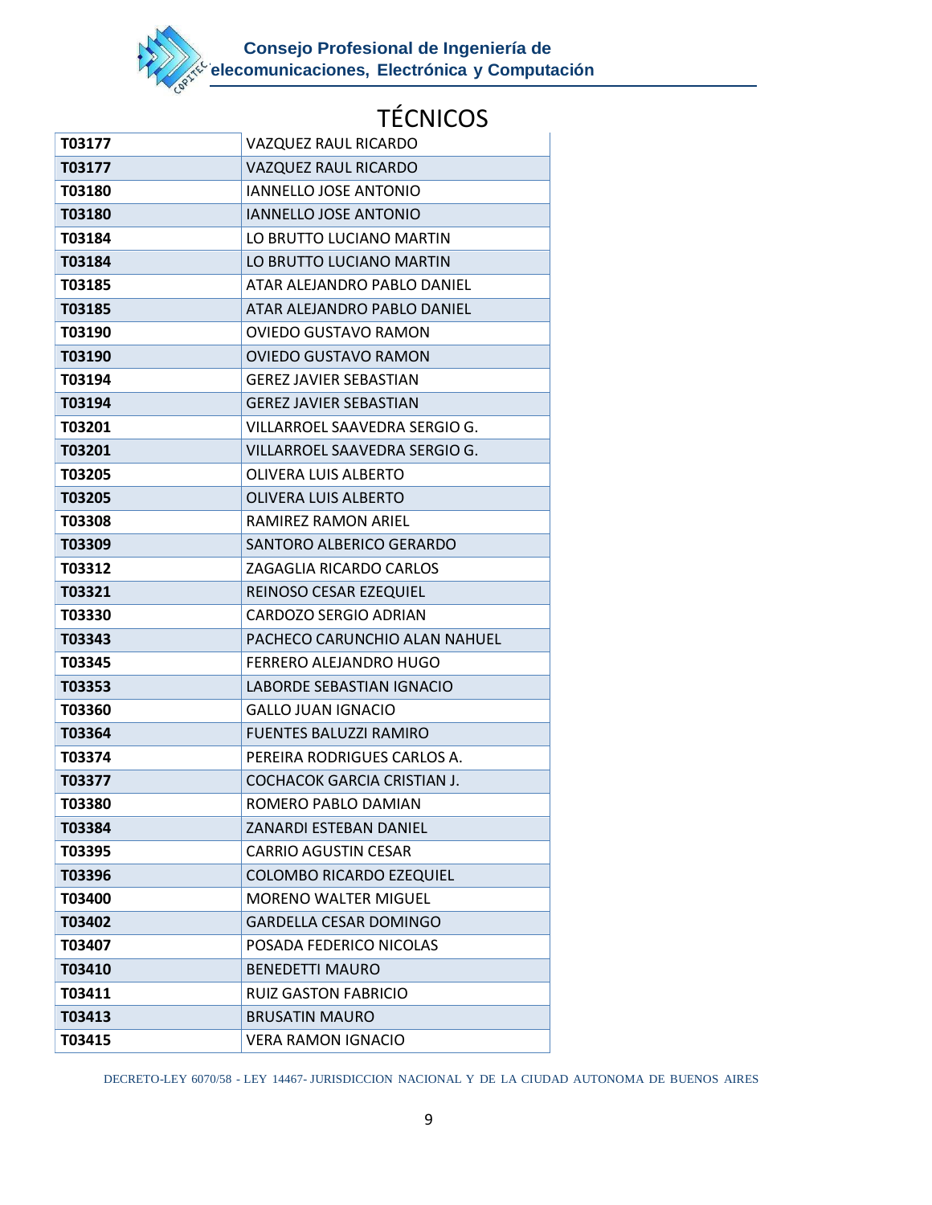# TÉCNICOS

| | |
|---|---|
| T03177 | VAZQUEZ RAUL RICARDO |
| T03177 | VAZQUEZ RAUL RICARDO |
| T03180 | IANNELLO JOSE ANTONIO |
| T03180 | IANNELLO JOSE ANTONIO |
| T03184 | LO BRUTTO LUCIANO MARTIN |
| T03184 | LO BRUTTO LUCIANO MARTIN |
| T03185 | ATAR ALEJANDRO PABLO DANIEL |
| T03185 | ATAR ALEJANDRO PABLO DANIEL |
| T03190 | OVIEDO GUSTAVO RAMON |
| T03190 | OVIEDO GUSTAVO RAMON |
| T03194 | GEREZ JAVIER SEBASTIAN |
| T03194 | GEREZ JAVIER SEBASTIAN |
| T03201 | VILLARROEL SAAVEDRA SERGIO G. |
| T03201 | VILLARROEL SAAVEDRA SERGIO G. |
| T03205 | OLIVERA LUIS ALBERTO |
| T03205 | OLIVERA LUIS ALBERTO |
| T03308 | RAMIREZ RAMON ARIEL |
| T03309 | SANTORO ALBERICO GERARDO |
| T03312 | ZAGAGLIA RICARDO CARLOS |
| T03321 | REINOSO CESAR EZEQUIEL |
| T03330 | CARDOZO SERGIO ADRIAN |
| T03343 | PACHECO CARUNCHIO ALAN NAHUEL |
| T03345 | FERRERO ALEJANDRO HUGO |
| T03353 | LABORDE SEBASTIAN IGNACIO |
| T03360 | GALLO JUAN IGNACIO |
| T03364 | FUENTES BALUZZI RAMIRO |
| T03374 | PEREIRA RODRIGUES CARLOS A. |
| T03377 | COCHACOK GARCIA CRISTIAN J. |
| T03380 | ROMERO PABLO DAMIAN |
| T03384 | ZANARDI ESTEBAN DANIEL |
| T03395 | CARRIO AGUSTIN CESAR |
| T03396 | COLOMBO RICARDO EZEQUIEL |
| T03400 | MORENO WALTER MIGUEL |
| T03402 | GARDELLA CESAR DOMINGO |
| T03407 | POSADA FEDERICO NICOLAS |
| T03410 | BENEDETTI MAURO |
| T03411 | RUIZ GASTON FABRICIO |
| T03413 | BRUSATIN MAURO |
| T03415 | VERA RAMON IGNACIO |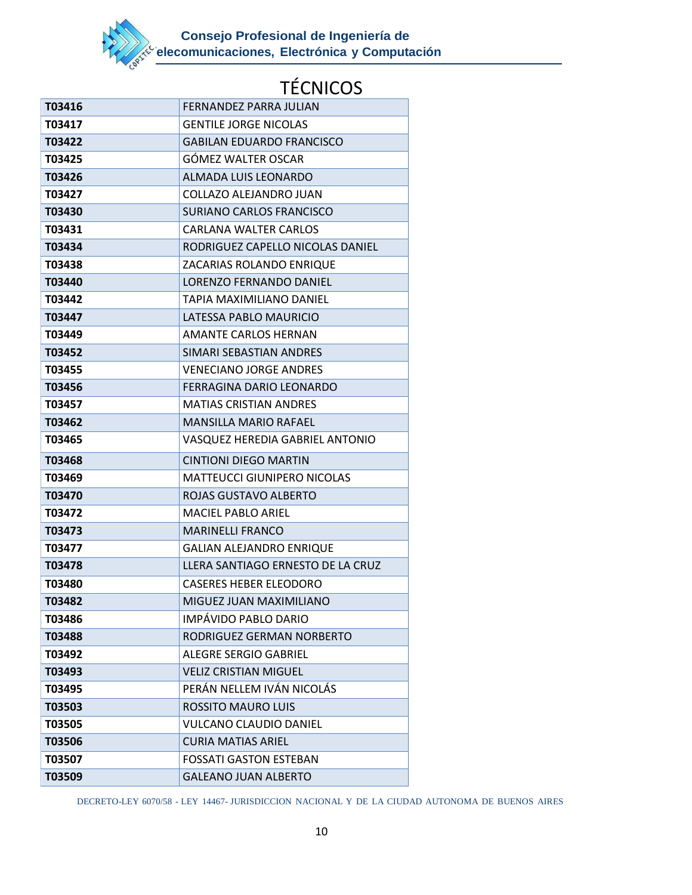# TÉCNICOS

| | |
|---|---|
| T03416 | FERNANDEZ PARRA JULIAN |
| T03417 | GENTILE JORGE NICOLAS |
| T03422 | GABILAN EDUARDO FRANCISCO |
| T03425 | GÓMEZ WALTER OSCAR |
| T03426 | ALMADA LUIS LEONARDO |
| T03427 | COLLAZO ALEJANDRO JUAN |
| T03430 | SURIANO CARLOS FRANCISCO |
| T03431 | CARLANA WALTER CARLOS |
| T03434 | RODRIGUEZ CAPELLO NICOLAS DANIEL |
| T03438 | ZACARIAS ROLANDO ENRIQUE |
| T03440 | LORENZO FERNANDO DANIEL |
| T03442 | TAPIA MAXIMILIANO DANIEL |
| T03447 | LATESSA PABLO MAURICIO |
| T03449 | AMANTE CARLOS HERNAN |
| T03452 | SIMARI SEBASTIAN ANDRES |
| T03455 | VENECIANO JORGE ANDRES |
| T03456 | FERRAGINA DARIO LEONARDO |
| T03457 | MATIAS CRISTIAN ANDRES |
| T03462 | MANSILLA MARIO RAFAEL |
| T03465 | VASQUEZ HEREDIA GABRIEL ANTONIO |
| T03468 | CINTIONI DIEGO MARTIN |
| T03469 | MATTEUCCI GIUNIPERO NICOLAS |
| T03470 | ROJAS GUSTAVO ALBERTO |
| T03472 | MACIEL PABLO ARIEL |
| T03473 | MARINELLI FRANCO |
| T03477 | GALIAN ALEJANDRO ENRIQUE |
| T03478 | LLERA SANTIAGO ERNESTO DE LA CRUZ |
| T03480 | CASERES HEBER ELEODORO |
| T03482 | MIGUEZ JUAN MAXIMILIANO |
| T03486 | IMPÁVIDO PABLO DARIO |
| T03488 | RODRIGUEZ GERMAN NORBERTO |
| T03492 | ALEGRE SERGIO GABRIEL |
| T03493 | VELIZ CRISTIAN MIGUEL |
| T03495 | PERÁN NELLEM IVÁN NICOLÁS |
| T03503 | ROSSITO MAURO LUIS |
| T03505 | VULCANO CLAUDIO DANIEL |
| T03506 | CURIA MATIAS ARIEL |
| T03507 | FOSSATI GASTON ESTEBAN |
| T03509 | GALEANO JUAN ALBERTO |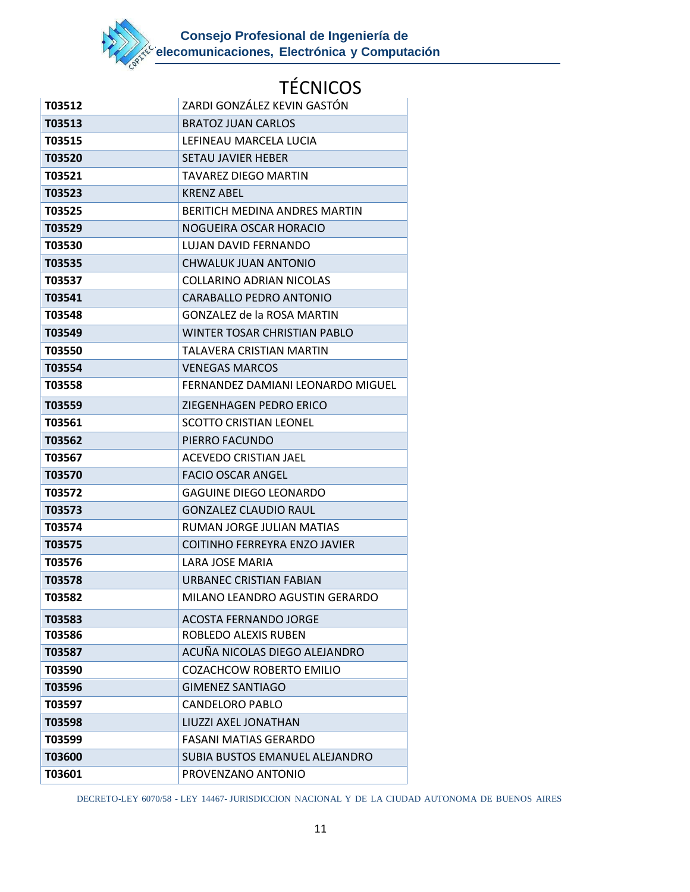# TÉCNICOS

| | |
|---|---|
| **T03512** | ZARDI GONZÁLEZ KEVIN GASTÓN |
| **T03513** | BRATOZ JUAN CARLOS |
| **T03515** | LEFINEAU MARCELA LUCIA |
| **T03520** | SETAU JAVIER HEBER |
| **T03521** | TAVAREZ DIEGO MARTIN |
| **T03523** | KRENZ ABEL |
| **T03525** | BERITICH MEDINA ANDRES MARTIN |
| **T03529** | NOGUEIRA OSCAR HORACIO |
| **T03530** | LUJAN DAVID FERNANDO |
| **T03535** | CHWALUK JUAN ANTONIO |
| **T03537** | COLLARINO ADRIAN NICOLAS |
| **T03541** | CARABALLO PEDRO ANTONIO |
| **T03548** | GONZALEZ de la ROSA MARTIN |
| **T03549** | WINTER TOSAR CHRISTIAN PABLO |
| **T03550** | TALAVERA CRISTIAN MARTIN |
| **T03554** | VENEGAS MARCOS |
| **T03558** | FERNANDEZ DAMIANI LEONARDO MIGUEL |
| **T03559** | ZIEGENHAGEN PEDRO ERICO |
| **T03561** | SCOTTO CRISTIAN LEONEL |
| **T03562** | PIERRO FACUNDO |
| **T03567** | ACEVEDO CRISTIAN JAEL |
| **T03570** | FACIO OSCAR ANGEL |
| **T03572** | GAGUINE DIEGO LEONARDO |
| **T03573** | GONZALEZ CLAUDIO RAUL |
| **T03574** | RUMAN JORGE JULIAN MATIAS |
| **T03575** | COITINHO FERREYRA ENZO JAVIER |
| **T03576** | LARA JOSE MARIA |
| **T03578** | URBANEC CRISTIAN FABIAN |
| **T03582** | MILANO LEANDRO AGUSTIN GERARDO |
| **T03583** | ACOSTA FERNANDO JORGE |
| **T03586** | ROBLEDO ALEXIS RUBEN |
| **T03587** | ACUÑA NICOLAS DIEGO ALEJANDRO |
| **T03590** | COZACHCOW ROBERTO EMILIO |
| **T03596** | GIMENEZ SANTIAGO |
| **T03597** | CANDELORO PABLO |
| **T03598** | LIUZZI AXEL JONATHAN |
| **T03599** | FASANI MATIAS GERARDO |
| **T03600** | SUBIA BUSTOS EMANUEL ALEJANDRO |
| **T03601** | PROVENZANO ANTONIO |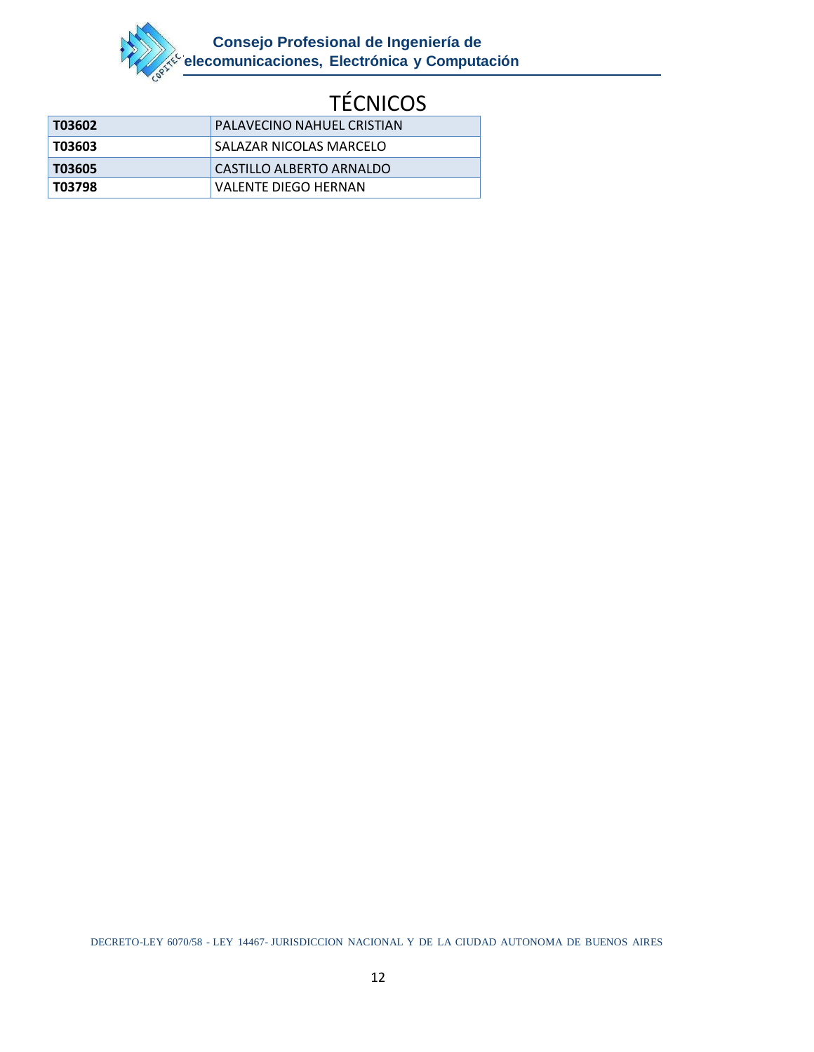# TÉCNICOS

| | |
|---|---|
| **T03602** | PALAVECINO NAHUEL CRISTIAN |
| **T03603** | SALAZAR NICOLAS MARCELO |
| **T03605** | CASTILLO ALBERTO ARNALDO |
| **T03798** | VALENTE DIEGO HERNAN |